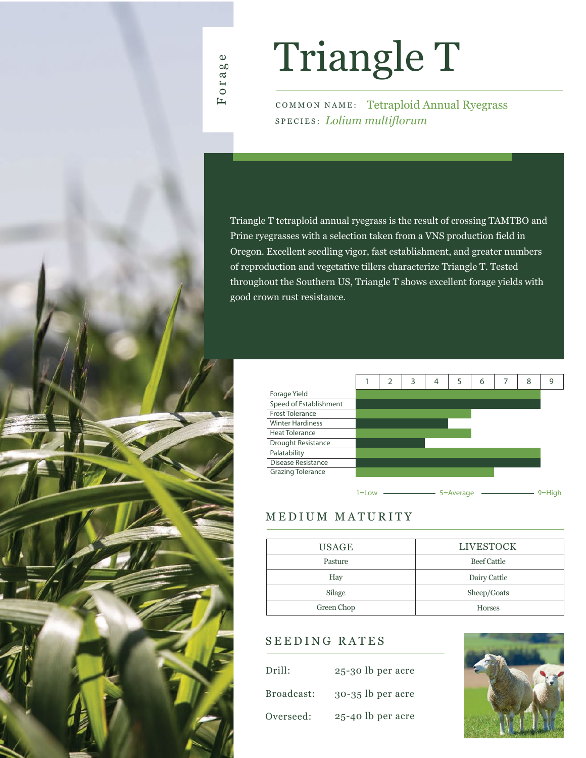Forage

# Triangle T

COMMON NAME: Tetraploid Annual Ryegrass
SPECIES: *Lolium multiflorum*

Triangle T tetraploid annual ryegrass is the result of crossing TAMTBO and Prine ryegrasses with a selection taken from a VNS production field in Oregon. Excellent seedling vigor, fast establishment, and greater numbers of reproduction and vegetative tillers characterize Triangle T. Tested throughout the Southern US, Triangle T shows excellent forage yields with good crown rust resistance.

| Trait | Rating (1–9) |
|---|---|
| Forage Yield | 8 |
| Speed of Establishment | 8 |
| Frost Tolerance | 5 |
| Winter Hardiness | 4 |
| Heat Tolerance | 5 |
| Drought Resistance | 3 |
| Palatability | 8 |
| Disease Resistance | 8 |
| Grazing Tolerance | 6 |

1=Low — 5=Average — 9=High

## MEDIUM MATURITY

| USAGE | LIVESTOCK |
|---|---|
| Pasture | Beef Cattle |
| Hay | Dairy Cattle |
| Silage | Sheep/Goats |
| Green Chop | Horses |

## SEEDING RATES

| | |
|---|---|
| Drill: | 25-30 lb per acre |
| Broadcast: | 30-35 lb per acre |
| Overseed: | 25-40 lb per acre |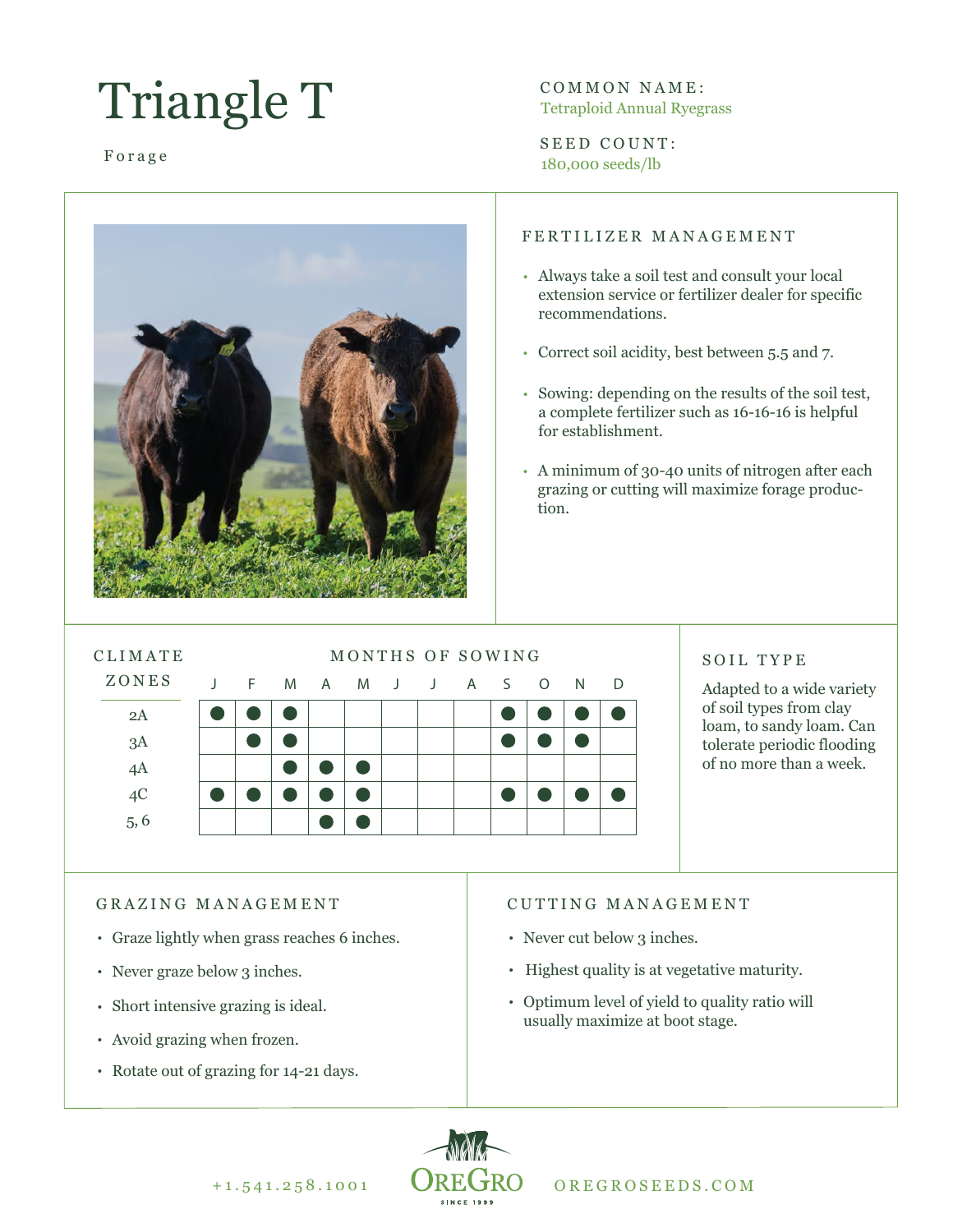# Triangle T

Forage

**COMMON NAME:**
Tetraploid Annual Ryegrass

**SEED COUNT:**
180,000 seeds/lb

## FERTILIZER MANAGEMENT

- Always take a soil test and consult your local extension service or fertilizer dealer for specific recommendations.
- Correct soil acidity, best between 5.5 and 7.
- Sowing: depending on the results of the soil test, a complete fertilizer such as 16-16-16 is helpful for establishment.
- A minimum of 30-40 units of nitrogen after each grazing or cutting will maximize forage production.

## CLIMATE ZONES / MONTHS OF SOWING

| CLIMATE ZONES | J | F | M | A | M | J | J | A | S | O | N | D |
|---|---|---|---|---|---|---|---|---|---|---|---|---|
| 2A | ● | ● | ● | | | | | | ● | ● | ● | ● |
| 3A | | ● | ● | | | | | | ● | ● | ● | |
| 4A | | | ● | ● | ● | | | | | | | |
| 4C | ● | ● | ● | ● | ● | | | | ● | ● | ● | ● |
| 5, 6 | | | | ● | ● | | | | | | | |

## SOIL TYPE

Adapted to a wide variety of soil types from clay loam, to sandy loam. Can tolerate periodic flooding of no more than a week.

## GRAZING MANAGEMENT

- Graze lightly when grass reaches 6 inches.
- Never graze below 3 inches.
- Short intensive grazing is ideal.
- Avoid grazing when frozen.
- Rotate out of grazing for 14-21 days.

## CUTTING MANAGEMENT

- Never cut below 3 inches.
- Highest quality is at vegetative maturity.
- Optimum level of yield to quality ratio will usually maximize at boot stage.

+1.541.258.1001 OREGRO SINCE 1999 OREGROSEEDS.COM